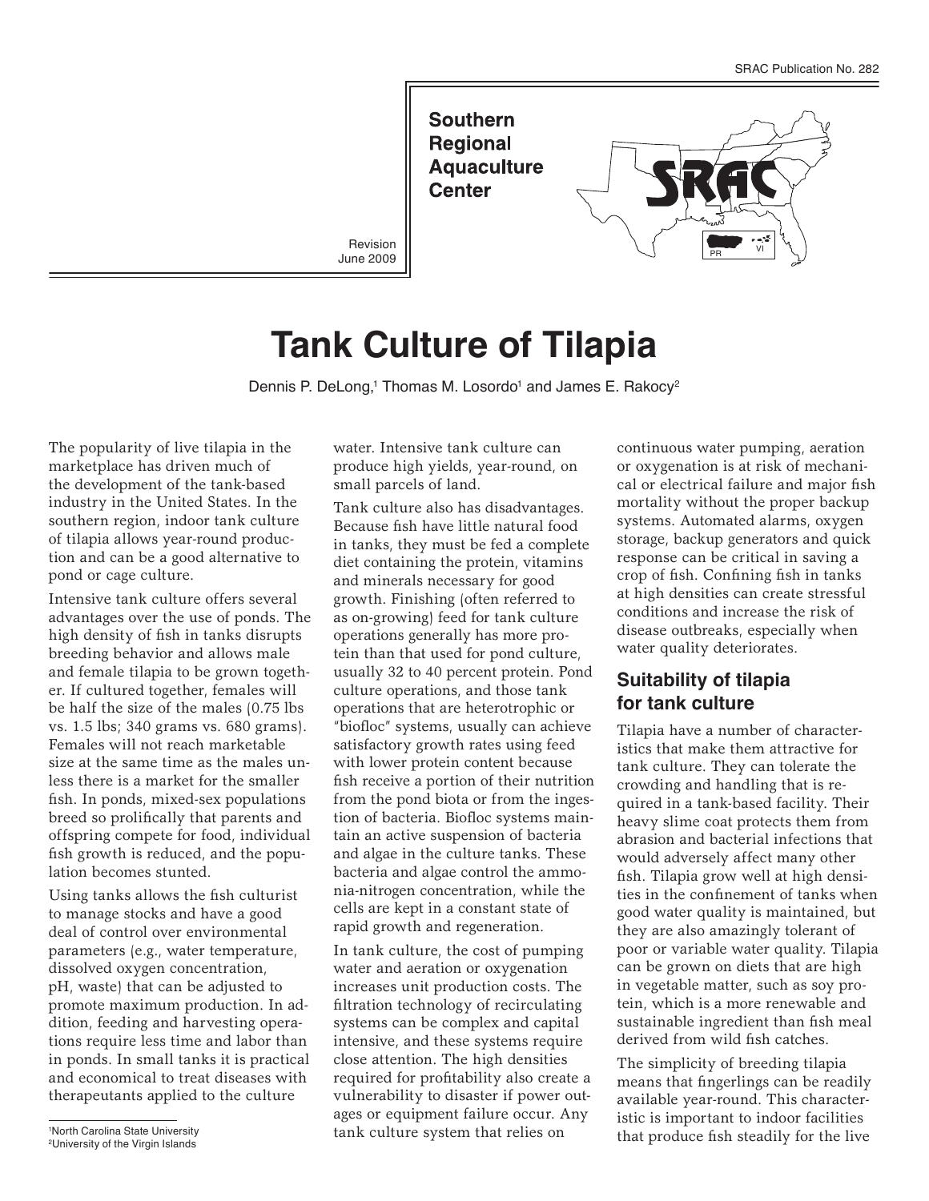SRAC Publication No. 282

**Southern Regional Aquaculture Center**

Revision
June 2009

# Tank Culture of Tilapia

Dennis P. DeLong,[1] Thomas M. Losordo[1] and James E. Rakocy[2]

The popularity of live tilapia in the marketplace has driven much of the development of the tank-based industry in the United States. In the southern region, indoor tank culture of tilapia allows year-round production and can be a good alternative to pond or cage culture.

Intensive tank culture offers several advantages over the use of ponds. The high density of fish in tanks disrupts breeding behavior and allows male and female tilapia to be grown together. If cultured together, females will be half the size of the males (0.75 lbs vs. 1.5 lbs; 340 grams vs. 680 grams). Females will not reach marketable size at the same time as the males unless there is a market for the smaller fish. In ponds, mixed-sex populations breed so prolifically that parents and offspring compete for food, individual fish growth is reduced, and the population becomes stunted.

Using tanks allows the fish culturist to manage stocks and have a good deal of control over environmental parameters (e.g., water temperature, dissolved oxygen concentration, pH, waste) that can be adjusted to promote maximum production. In addition, feeding and harvesting operations require less time and labor than in ponds. In small tanks it is practical and economical to treat diseases with therapeutants applied to the culture water. Intensive tank culture can produce high yields, year-round, on small parcels of land.

Tank culture also has disadvantages. Because fish have little natural food in tanks, they must be fed a complete diet containing the protein, vitamins and minerals necessary for good growth. Finishing (often referred to as on-growing) feed for tank culture operations generally has more protein than that used for pond culture, usually 32 to 40 percent protein. Pond culture operations, and those tank operations that are heterotrophic or "biofloc" systems, usually can achieve satisfactory growth rates using feed with lower protein content because fish receive a portion of their nutrition from the pond biota or from the ingestion of bacteria. Biofloc systems maintain an active suspension of bacteria and algae in the culture tanks. These bacteria and algae control the ammonia-nitrogen concentration, while the cells are kept in a constant state of rapid growth and regeneration.

In tank culture, the cost of pumping water and aeration or oxygenation increases unit production costs. The filtration technology of recirculating systems can be complex and capital intensive, and these systems require close attention. The high densities required for profitability also create a vulnerability to disaster if power outages or equipment failure occur. Any tank culture system that relies on continuous water pumping, aeration or oxygenation is at risk of mechanical or electrical failure and major fish mortality without the proper backup systems. Automated alarms, oxygen storage, backup generators and quick response can be critical in saving a crop of fish. Confining fish in tanks at high densities can create stressful conditions and increase the risk of disease outbreaks, especially when water quality deteriorates.

## Suitability of tilapia for tank culture

Tilapia have a number of characteristics that make them attractive for tank culture. They can tolerate the crowding and handling that is required in a tank-based facility. Their heavy slime coat protects them from abrasion and bacterial infections that would adversely affect many other fish. Tilapia grow well at high densities in the confinement of tanks when good water quality is maintained, but they are also amazingly tolerant of poor or variable water quality. Tilapia can be grown on diets that are high in vegetable matter, such as soy protein, which is a more renewable and sustainable ingredient than fish meal derived from wild fish catches.

The simplicity of breeding tilapia means that fingerlings can be readily available year-round. This characteristic is important to indoor facilities that produce fish steadily for the live

[1] North Carolina State University
[2] University of the Virgin Islands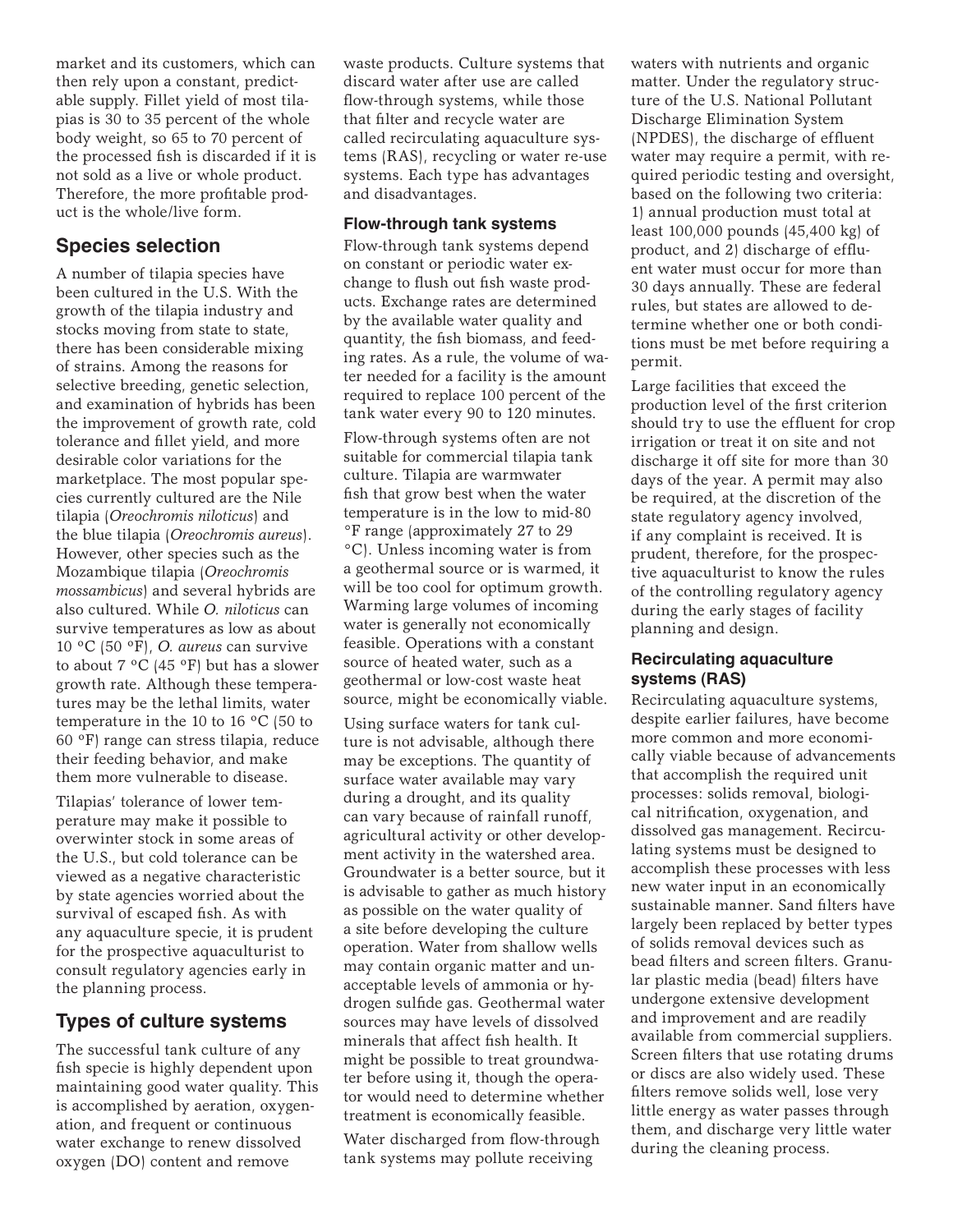market and its customers, which can then rely upon a constant, predictable supply. Fillet yield of most tilapias is 30 to 35 percent of the whole body weight, so 65 to 70 percent of the processed fish is discarded if it is not sold as a live or whole product. Therefore, the more profitable product is the whole/live form.

## Species selection

A number of tilapia species have been cultured in the U.S. With the growth of the tilapia industry and stocks moving from state to state, there has been considerable mixing of strains. Among the reasons for selective breeding, genetic selection, and examination of hybrids has been the improvement of growth rate, cold tolerance and fillet yield, and more desirable color variations for the marketplace. The most popular species currently cultured are the Nile tilapia (*Oreochromis niloticus*) and the blue tilapia (*Oreochromis aureus*). However, other species such as the Mozambique tilapia (*Oreochromis mossambicus*) and several hybrids are also cultured. While *O. niloticus* can survive temperatures as low as about 10 °C (50 °F), *O. aureus* can survive to about 7 °C (45 °F) but has a slower growth rate. Although these temperatures may be the lethal limits, water temperature in the 10 to 16 °C (50 to 60 °F) range can stress tilapia, reduce their feeding behavior, and make them more vulnerable to disease.

Tilapias' tolerance of lower temperature may make it possible to overwinter stock in some areas of the U.S., but cold tolerance can be viewed as a negative characteristic by state agencies worried about the survival of escaped fish. As with any aquaculture specie, it is prudent for the prospective aquaculturist to consult regulatory agencies early in the planning process.

## Types of culture systems

The successful tank culture of any fish specie is highly dependent upon maintaining good water quality. This is accomplished by aeration, oxygenation, and frequent or continuous water exchange to renew dissolved oxygen (DO) content and remove waste products. Culture systems that discard water after use are called flow-through systems, while those that filter and recycle water are called recirculating aquaculture systems (RAS), recycling or water re-use systems. Each type has advantages and disadvantages.

### Flow-through tank systems

Flow-through tank systems depend on constant or periodic water exchange to flush out fish waste products. Exchange rates are determined by the available water quality and quantity, the fish biomass, and feeding rates. As a rule, the volume of water needed for a facility is the amount required to replace 100 percent of the tank water every 90 to 120 minutes.

Flow-through systems often are not suitable for commercial tilapia tank culture. Tilapia are warmwater fish that grow best when the water temperature is in the low to mid-80 °F range (approximately 27 to 29 °C). Unless incoming water is from a geothermal source or is warmed, it will be too cool for optimum growth. Warming large volumes of incoming water is generally not economically feasible. Operations with a constant source of heated water, such as a geothermal or low-cost waste heat source, might be economically viable.

Using surface waters for tank culture is not advisable, although there may be exceptions. The quantity of surface water available may vary during a drought, and its quality can vary because of rainfall runoff, agricultural activity or other development activity in the watershed area. Groundwater is a better source, but it is advisable to gather as much history as possible on the water quality of a site before developing the culture operation. Water from shallow wells may contain organic matter and unacceptable levels of ammonia or hydrogen sulfide gas. Geothermal water sources may have levels of dissolved minerals that affect fish health. It might be possible to treat groundwater before using it, though the operator would need to determine whether treatment is economically feasible.

Water discharged from flow-through tank systems may pollute receiving waters with nutrients and organic matter. Under the regulatory structure of the U.S. National Pollutant Discharge Elimination System (NPDES), the discharge of effluent water may require a permit, with required periodic testing and oversight, based on the following two criteria: 1) annual production must total at least 100,000 pounds (45,400 kg) of product, and 2) discharge of effluent water must occur for more than 30 days annually. These are federal rules, but states are allowed to determine whether one or both conditions must be met before requiring a permit.

Large facilities that exceed the production level of the first criterion should try to use the effluent for crop irrigation or treat it on site and not discharge it off site for more than 30 days of the year. A permit may also be required, at the discretion of the state regulatory agency involved, if any complaint is received. It is prudent, therefore, for the prospective aquaculturist to know the rules of the controlling regulatory agency during the early stages of facility planning and design.

### Recirculating aquaculture systems (RAS)

Recirculating aquaculture systems, despite earlier failures, have become more common and more economically viable because of advancements that accomplish the required unit processes: solids removal, biological nitrification, oxygenation, and dissolved gas management. Recirculating systems must be designed to accomplish these processes with less new water input in an economically sustainable manner. Sand filters have largely been replaced by better types of solids removal devices such as bead filters and screen filters. Granular plastic media (bead) filters have undergone extensive development and improvement and are readily available from commercial suppliers. Screen filters that use rotating drums or discs are also widely used. These filters remove solids well, lose very little energy as water passes through them, and discharge very little water during the cleaning process.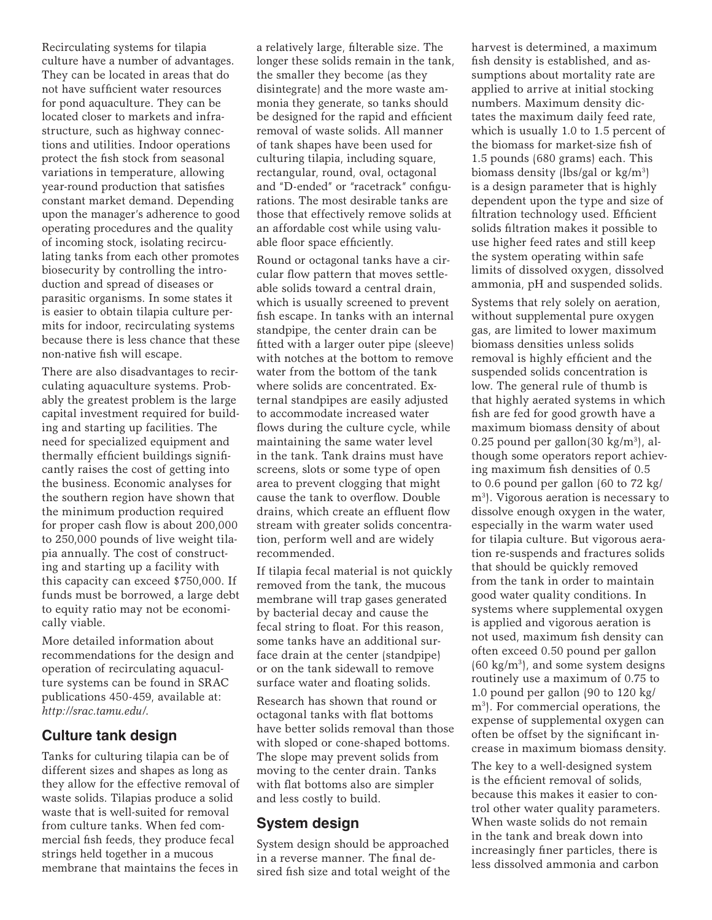Recirculating systems for tilapia culture have a number of advantages. They can be located in areas that do not have sufficient water resources for pond aquaculture. They can be located closer to markets and infrastructure, such as highway connections and utilities. Indoor operations protect the fish stock from seasonal variations in temperature, allowing year-round production that satisfies constant market demand. Depending upon the manager's adherence to good operating procedures and the quality of incoming stock, isolating recirculating tanks from each other promotes biosecurity by controlling the introduction and spread of diseases or parasitic organisms. In some states it is easier to obtain tilapia culture permits for indoor, recirculating systems because there is less chance that these non-native fish will escape.

There are also disadvantages to recirculating aquaculture systems. Probably the greatest problem is the large capital investment required for building and starting up facilities. The need for specialized equipment and thermally efficient buildings significantly raises the cost of getting into the business. Economic analyses for the southern region have shown that the minimum production required for proper cash flow is about 200,000 to 250,000 pounds of live weight tilapia annually. The cost of constructing and starting up a facility with this capacity can exceed $750,000. If funds must be borrowed, a large debt to equity ratio may not be economically viable.

More detailed information about recommendations for the design and operation of recirculating aquaculture systems can be found in SRAC publications 450-459, available at: *http://srac.tamu.edu/*.

## Culture tank design

Tanks for culturing tilapia can be of different sizes and shapes as long as they allow for the effective removal of waste solids. Tilapias produce a solid waste that is well-suited for removal from culture tanks. When fed commercial fish feeds, they produce fecal strings held together in a mucous membrane that maintains the feces in a relatively large, filterable size. The longer these solids remain in the tank, the smaller they become (as they disintegrate) and the more waste ammonia they generate, so tanks should be designed for the rapid and efficient removal of waste solids. All manner of tank shapes have been used for culturing tilapia, including square, rectangular, round, oval, octagonal and "D-ended" or "racetrack" configurations. The most desirable tanks are those that effectively remove solids at an affordable cost while using valuable floor space efficiently.

Round or octagonal tanks have a circular flow pattern that moves settleable solids toward a central drain, which is usually screened to prevent fish escape. In tanks with an internal standpipe, the center drain can be fitted with a larger outer pipe (sleeve) with notches at the bottom to remove water from the bottom of the tank where solids are concentrated. External standpipes are easily adjusted to accommodate increased water flows during the culture cycle, while maintaining the same water level in the tank. Tank drains must have screens, slots or some type of open area to prevent clogging that might cause the tank to overflow. Double drains, which create an effluent flow stream with greater solids concentration, perform well and are widely recommended.

If tilapia fecal material is not quickly removed from the tank, the mucous membrane will trap gases generated by bacterial decay and cause the fecal string to float. For this reason, some tanks have an additional surface drain at the center (standpipe) or on the tank sidewall to remove surface water and floating solids.

Research has shown that round or octagonal tanks with flat bottoms have better solids removal than those with sloped or cone-shaped bottoms. The slope may prevent solids from moving to the center drain. Tanks with flat bottoms also are simpler and less costly to build.

## System design

System design should be approached in a reverse manner. The final desired fish size and total weight of the harvest is determined, a maximum fish density is established, and assumptions about mortality rate are applied to arrive at initial stocking numbers. Maximum density dictates the maximum daily feed rate, which is usually 1.0 to 1.5 percent of the biomass for market-size fish of 1.5 pounds (680 grams) each. This biomass density (lbs/gal or kg/$m^3$) is a design parameter that is highly dependent upon the type and size of filtration technology used. Efficient solids filtration makes it possible to use higher feed rates and still keep the system operating within safe limits of dissolved oxygen, dissolved ammonia, pH and suspended solids.

Systems that rely solely on aeration, without supplemental pure oxygen gas, are limited to lower maximum biomass densities unless solids removal is highly efficient and the suspended solids concentration is low. The general rule of thumb is that highly aerated systems in which fish are fed for good growth have a maximum biomass density of about 0.25 pound per gallon(30 kg/$m^3$), although some operators report achieving maximum fish densities of 0.5 to 0.6 pound per gallon (60 to 72 kg/$m^3$). Vigorous aeration is necessary to dissolve enough oxygen in the water, especially in the warm water used for tilapia culture. But vigorous aeration re-suspends and fractures solids that should be quickly removed from the tank in order to maintain good water quality conditions. In systems where supplemental oxygen is applied and vigorous aeration is not used, maximum fish density can often exceed 0.50 pound per gallon (60 kg/$m^3$), and some system designs routinely use a maximum of 0.75 to 1.0 pound per gallon (90 to 120 kg/$m^3$). For commercial operations, the expense of supplemental oxygen can often be offset by the significant increase in maximum biomass density.

The key to a well-designed system is the efficient removal of solids, because this makes it easier to control other water quality parameters. When waste solids do not remain in the tank and break down into increasingly finer particles, there is less dissolved ammonia and carbon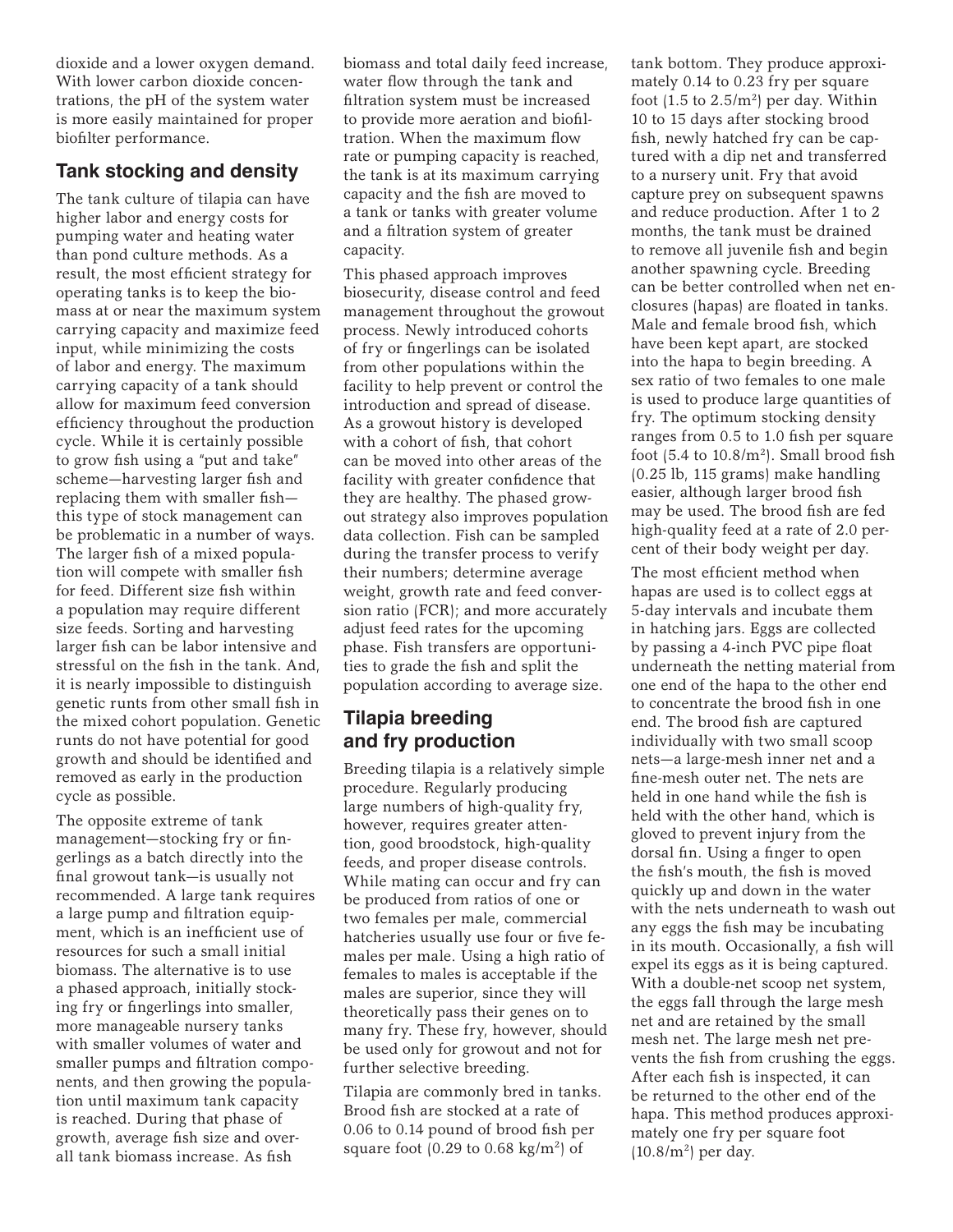dioxide and a lower oxygen demand. With lower carbon dioxide concentrations, the pH of the system water is more easily maintained for proper biofilter performance.

## Tank stocking and density

The tank culture of tilapia can have higher labor and energy costs for pumping water and heating water than pond culture methods. As a result, the most efficient strategy for operating tanks is to keep the biomass at or near the maximum system carrying capacity and maximize feed input, while minimizing the costs of labor and energy. The maximum carrying capacity of a tank should allow for maximum feed conversion efficiency throughout the production cycle. While it is certainly possible to grow fish using a "put and take" scheme—harvesting larger fish and replacing them with smaller fish—this type of stock management can be problematic in a number of ways. The larger fish of a mixed population will compete with smaller fish for feed. Different size fish within a population may require different size feeds. Sorting and harvesting larger fish can be labor intensive and stressful on the fish in the tank. And, it is nearly impossible to distinguish genetic runts from other small fish in the mixed cohort population. Genetic runts do not have potential for good growth and should be identified and removed as early in the production cycle as possible.

The opposite extreme of tank management—stocking fry or fingerlings as a batch directly into the final growout tank—is usually not recommended. A large tank requires a large pump and filtration equipment, which is an inefficient use of resources for such a small initial biomass. The alternative is to use a phased approach, initially stocking fry or fingerlings into smaller, more manageable nursery tanks with smaller volumes of water and smaller pumps and filtration components, and then growing the population until maximum tank capacity is reached. During that phase of growth, average fish size and overall tank biomass increase. As fish biomass and total daily feed increase, water flow through the tank and filtration system must be increased to provide more aeration and biofiltration. When the maximum flow rate or pumping capacity is reached, the tank is at its maximum carrying capacity and the fish are moved to a tank or tanks with greater volume and a filtration system of greater capacity.

This phased approach improves biosecurity, disease control and feed management throughout the growout process. Newly introduced cohorts of fry or fingerlings can be isolated from other populations within the facility to help prevent or control the introduction and spread of disease. As a growout history is developed with a cohort of fish, that cohort can be moved into other areas of the facility with greater confidence that they are healthy. The phased growout strategy also improves population data collection. Fish can be sampled during the transfer process to verify their numbers; determine average weight, growth rate and feed conversion ratio (FCR); and more accurately adjust feed rates for the upcoming phase. Fish transfers are opportunities to grade the fish and split the population according to average size.

## Tilapia breeding and fry production

Breeding tilapia is a relatively simple procedure. Regularly producing large numbers of high-quality fry, however, requires greater attention, good broodstock, high-quality feeds, and proper disease controls. While mating can occur and fry can be produced from ratios of one or two females per male, commercial hatcheries usually use four or five females per male. Using a high ratio of females to males is acceptable if the males are superior, since they will theoretically pass their genes on to many fry. These fry, however, should be used only for growout and not for further selective breeding.

Tilapia are commonly bred in tanks. Brood fish are stocked at a rate of 0.06 to 0.14 pound of brood fish per square foot (0.29 to 0.68 kg/m$^2$) of tank bottom. They produce approximately 0.14 to 0.23 fry per square foot (1.5 to 2.5/m$^2$) per day. Within 10 to 15 days after stocking brood fish, newly hatched fry can be captured with a dip net and transferred to a nursery unit. Fry that avoid capture prey on subsequent spawns and reduce production. After 1 to 2 months, the tank must be drained to remove all juvenile fish and begin another spawning cycle. Breeding can be better controlled when net enclosures (hapas) are floated in tanks. Male and female brood fish, which have been kept apart, are stocked into the hapa to begin breeding. A sex ratio of two females to one male is used to produce large quantities of fry. The optimum stocking density ranges from 0.5 to 1.0 fish per square foot (5.4 to 10.8/m$^2$). Small brood fish (0.25 lb, 115 grams) make handling easier, although larger brood fish may be used. The brood fish are fed high-quality feed at a rate of 2.0 percent of their body weight per day.

The most efficient method when hapas are used is to collect eggs at 5-day intervals and incubate them in hatching jars. Eggs are collected by passing a 4-inch PVC pipe float underneath the netting material from one end of the hapa to the other end to concentrate the brood fish in one end. The brood fish are captured individually with two small scoop nets—a large-mesh inner net and a fine-mesh outer net. The nets are held in one hand while the fish is held with the other hand, which is gloved to prevent injury from the dorsal fin. Using a finger to open the fish's mouth, the fish is moved quickly up and down in the water with the nets underneath to wash out any eggs the fish may be incubating in its mouth. Occasionally, a fish will expel its eggs as it is being captured. With a double-net scoop net system, the eggs fall through the large mesh net and are retained by the small mesh net. The large mesh net prevents the fish from crushing the eggs. After each fish is inspected, it can be returned to the other end of the hapa. This method produces approximately one fry per square foot (10.8/m$^2$) per day.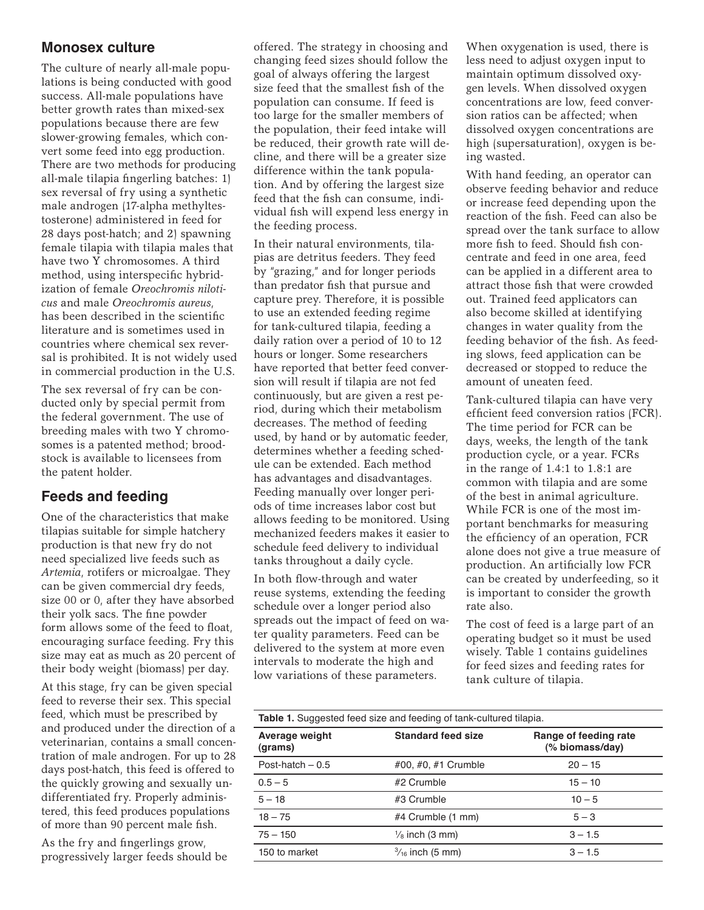## Monosex culture

The culture of nearly all-male populations is being conducted with good success. All-male populations have better growth rates than mixed-sex populations because there are few slower-growing females, which convert some feed into egg production. There are two methods for producing all-male tilapia fingerling batches: 1) sex reversal of fry using a synthetic male androgen (17-alpha methyltestosterone) administered in feed for 28 days post-hatch; and 2) spawning female tilapia with tilapia males that have two Y chromosomes. A third method, using interspecific hybridization of female *Oreochromis niloticus* and male *Oreochromis aureus*, has been described in the scientific literature and is sometimes used in countries where chemical sex reversal is prohibited. It is not widely used in commercial production in the U.S.

The sex reversal of fry can be conducted only by special permit from the federal government. The use of breeding males with two Y chromosomes is a patented method; broodstock is available to licensees from the patent holder.

## Feeds and feeding

One of the characteristics that make tilapias suitable for simple hatchery production is that new fry do not need specialized live feeds such as *Artemia*, rotifers or microalgae. They can be given commercial dry feeds, size 00 or 0, after they have absorbed their yolk sacs. The fine powder form allows some of the feed to float, encouraging surface feeding. Fry this size may eat as much as 20 percent of their body weight (biomass) per day.

At this stage, fry can be given special feed to reverse their sex. This special feed, which must be prescribed by and produced under the direction of a veterinarian, contains a small concentration of male androgen. For up to 28 days post-hatch, this feed is offered to the quickly growing and sexually undifferentiated fry. Properly administered, this feed produces populations of more than 90 percent male fish.

As the fry and fingerlings grow, progressively larger feeds should be offered. The strategy in choosing and changing feed sizes should follow the goal of always offering the largest size feed that the smallest fish of the population can consume. If feed is too large for the smaller members of the population, their feed intake will be reduced, their growth rate will decline, and there will be a greater size difference within the tank population. And by offering the largest size feed that the fish can consume, individual fish will expend less energy in the feeding process.

In their natural environments, tilapias are detritus feeders. They feed by "grazing," and for longer periods than predator fish that pursue and capture prey. Therefore, it is possible to use an extended feeding regime for tank-cultured tilapia, feeding a daily ration over a period of 10 to 12 hours or longer. Some researchers have reported that better feed conversion will result if tilapia are not fed continuously, but are given a rest period, during which their metabolism decreases. The method of feeding used, by hand or by automatic feeder, determines whether a feeding schedule can be extended. Each method has advantages and disadvantages. Feeding manually over longer periods of time increases labor cost but allows feeding to be monitored. Using mechanized feeders makes it easier to schedule feed delivery to individual tanks throughout a daily cycle.

In both flow-through and water reuse systems, extending the feeding schedule over a longer period also spreads out the impact of feed on water quality parameters. Feed can be delivered to the system at more even intervals to moderate the high and low variations of these parameters.

When oxygenation is used, there is less need to adjust oxygen input to maintain optimum dissolved oxygen levels. When dissolved oxygen concentrations are low, feed conversion ratios can be affected; when dissolved oxygen concentrations are high (supersaturation), oxygen is being wasted.

With hand feeding, an operator can observe feeding behavior and reduce or increase feed depending upon the reaction of the fish. Feed can also be spread over the tank surface to allow more fish to feed. Should fish concentrate and feed in one area, feed can be applied in a different area to attract those fish that were crowded out. Trained feed applicators can also become skilled at identifying changes in water quality from the feeding behavior of the fish. As feeding slows, feed application can be decreased or stopped to reduce the amount of uneaten feed.

Tank-cultured tilapia can have very efficient feed conversion ratios (FCR). The time period for FCR can be days, weeks, the length of the tank production cycle, or a year. FCRs in the range of 1.4:1 to 1.8:1 are common with tilapia and are some of the best in animal agriculture. While FCR is one of the most important benchmarks for measuring the efficiency of an operation, FCR alone does not give a true measure of production. An artificially low FCR can be created by underfeeding, so it is important to consider the growth rate also.

The cost of feed is a large part of an operating budget so it must be used wisely. Table 1 contains guidelines for feed sizes and feeding rates for tank culture of tilapia.

**Table 1.** Suggested feed size and feeding of tank-cultured tilapia.

| Average weight (grams) | Standard feed size | Range of feeding rate (% biomass/day) |
|---|---|---|
| Post-hatch – 0.5 | #00, #0, #1 Crumble | 20 – 15 |
| 0.5 – 5 | #2 Crumble | 15 – 10 |
| 5 – 18 | #3 Crumble | 10 – 5 |
| 18 – 75 | #4 Crumble (1 mm) | 5 – 3 |
| 75 – 150 | $\frac{1}{8}$ inch (3 mm) | 3 – 1.5 |
| 150 to market | $\frac{3}{16}$ inch (5 mm) | 3 – 1.5 |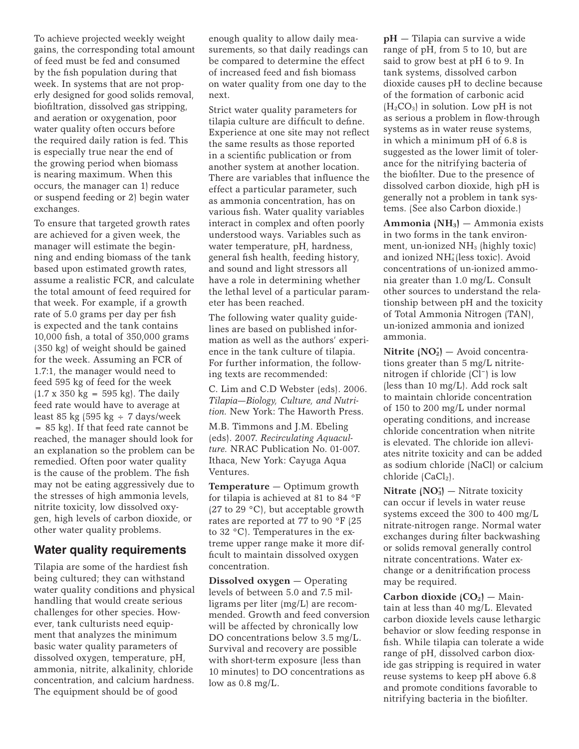To achieve projected weekly weight gains, the corresponding total amount of feed must be fed and consumed by the fish population during that week. In systems that are not properly designed for good solids removal, biofiltration, dissolved gas stripping, and aeration or oxygenation, poor water quality often occurs before the required daily ration is fed. This is especially true near the end of the growing period when biomass is nearing maximum. When this occurs, the manager can 1) reduce or suspend feeding or 2) begin water exchanges.

To ensure that targeted growth rates are achieved for a given week, the manager will estimate the beginning and ending biomass of the tank based upon estimated growth rates, assume a realistic FCR, and calculate the total amount of feed required for that week. For example, if a growth rate of 5.0 grams per day per fish is expected and the tank contains 10,000 fish, a total of 350,000 grams (350 kg) of weight should be gained for the week. Assuming an FCR of 1.7:1, the manager would need to feed 595 kg of feed for the week (1.7 x 350 kg = 595 kg). The daily feed rate would have to average at least 85 kg (595 kg ÷ 7 days/week = 85 kg). If that feed rate cannot be reached, the manager should look for an explanation so the problem can be remedied. Often poor water quality is the cause of the problem. The fish may not be eating aggressively due to the stresses of high ammonia levels, nitrite toxicity, low dissolved oxygen, high levels of carbon dioxide, or other water quality problems.

## Water quality requirements

Tilapia are some of the hardiest fish being cultured; they can withstand water quality conditions and physical handling that would create serious challenges for other species. However, tank culturists need equipment that analyzes the minimum basic water quality parameters of dissolved oxygen, temperature, pH, ammonia, nitrite, alkalinity, chloride concentration, and calcium hardness. The equipment should be of good enough quality to allow daily measurements, so that daily readings can be compared to determine the effect of increased feed and fish biomass on water quality from one day to the next.

Strict water quality parameters for tilapia culture are difficult to define. Experience at one site may not reflect the same results as those reported in a scientific publication or from another system at another location. There are variables that influence the effect a particular parameter, such as ammonia concentration, has on various fish. Water quality variables interact in complex and often poorly understood ways. Variables such as water temperature, pH, hardness, general fish health, feeding history, and sound and light stressors all have a role in determining whether the lethal level of a particular parameter has been reached.

The following water quality guidelines are based on published information as well as the authors' experience in the tank culture of tilapia. For further information, the following texts are recommended:

C. Lim and C.D Webster (eds). 2006. *Tilapia—Biology, Culture, and Nutrition.* New York: The Haworth Press.

M.B. Timmons and J.M. Ebeling (eds). 2007. *Recirculating Aquaculture.* NRAC Publication No. 01-007. Ithaca, New York: Cayuga Aqua Ventures.

**Temperature** — Optimum growth for tilapia is achieved at 81 to 84 °F (27 to 29 °C), but acceptable growth rates are reported at 77 to 90 °F (25 to 32 °C). Temperatures in the extreme upper range make it more difficult to maintain dissolved oxygen concentration.

**Dissolved oxygen** — Operating levels of between 5.0 and 7.5 milligrams per liter (mg/L) are recommended. Growth and feed conversion will be affected by chronically low DO concentrations below 3.5 mg/L. Survival and recovery are possible with short-term exposure (less than 10 minutes) to DO concentrations as low as 0.8 mg/L.

**pH** — Tilapia can survive a wide range of pH, from 5 to 10, but are said to grow best at pH 6 to 9. In tank systems, dissolved carbon dioxide causes pH to decline because of the formation of carbonic acid ($H_2CO_3$) in solution. Low pH is not as serious a problem in flow-through systems as in water reuse systems, in which a minimum pH of 6.8 is suggested as the lower limit of tolerance for the nitrifying bacteria of the biofilter. Due to the presence of dissolved carbon dioxide, high pH is generally not a problem in tank systems. (See also Carbon dioxide.)

**Ammonia ($NH_3$)** — Ammonia exists in two forms in the tank environment, un-ionized $NH_3$ (highly toxic) and ionized $NH_4^+$ (less toxic). Avoid concentrations of un-ionized ammonia greater than 1.0 mg/L. Consult other sources to understand the relationship between pH and the toxicity of Total Ammonia Nitrogen (TAN), un-ionized ammonia and ionized ammonia.

**Nitrite ($NO_2^-$)** — Avoid concentrations greater than 5 mg/L nitrite-nitrogen if chloride ($Cl^-$) is low (less than 10 mg/L). Add rock salt to maintain chloride concentration of 150 to 200 mg/L under normal operating conditions, and increase chloride concentration when nitrite is elevated. The chloride ion alleviates nitrite toxicity and can be added as sodium chloride (NaCl) or calcium chloride ($CaCl_2$).

**Nitrate ($NO_3^-$)** — Nitrate toxicity can occur if levels in water reuse systems exceed the 300 to 400 mg/L nitrate-nitrogen range. Normal water exchanges during filter backwashing or solids removal generally control nitrate concentrations. Water exchange or a denitrification process may be required.

**Carbon dioxide ($CO_2$)** — Maintain at less than 40 mg/L. Elevated carbon dioxide levels cause lethargic behavior or slow feeding response in fish. While tilapia can tolerate a wide range of pH, dissolved carbon dioxide gas stripping is required in water reuse systems to keep pH above 6.8 and promote conditions favorable to nitrifying bacteria in the biofilter.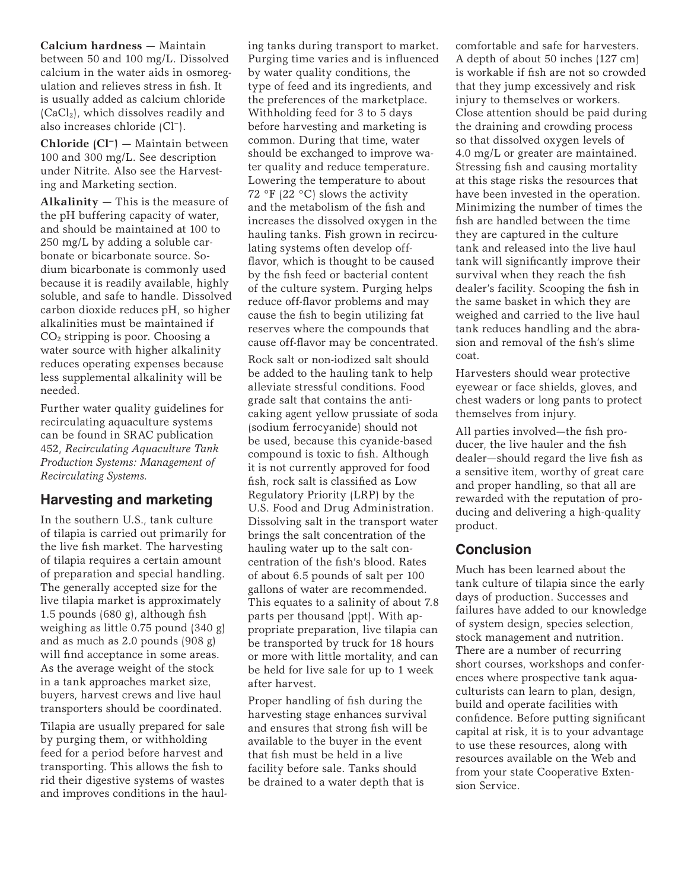**Calcium hardness** — Maintain between 50 and 100 mg/L. Dissolved calcium in the water aids in osmoregulation and relieves stress in fish. It is usually added as calcium chloride ($CaCl_2$), which dissolves readily and also increases chloride ($Cl^-$).

**Chloride ($Cl^-$)** — Maintain between 100 and 300 mg/L. See description under Nitrite. Also see the Harvesting and Marketing section.

**Alkalinity** — This is the measure of the pH buffering capacity of water, and should be maintained at 100 to 250 mg/L by adding a soluble carbonate or bicarbonate source. Sodium bicarbonate is commonly used because it is readily available, highly soluble, and safe to handle. Dissolved carbon dioxide reduces pH, so higher alkalinities must be maintained if $CO_2$ stripping is poor. Choosing a water source with higher alkalinity reduces operating expenses because less supplemental alkalinity will be needed.

Further water quality guidelines for recirculating aquaculture systems can be found in SRAC publication 452, *Recirculating Aquaculture Tank Production Systems: Management of Recirculating Systems.*

## Harvesting and marketing

In the southern U.S., tank culture of tilapia is carried out primarily for the live fish market. The harvesting of tilapia requires a certain amount of preparation and special handling. The generally accepted size for the live tilapia market is approximately 1.5 pounds (680 g), although fish weighing as little 0.75 pound (340 g) and as much as 2.0 pounds (908 g) will find acceptance in some areas. As the average weight of the stock in a tank approaches market size, buyers, harvest crews and live haul transporters should be coordinated.

Tilapia are usually prepared for sale by purging them, or withholding feed for a period before harvest and transporting. This allows the fish to rid their digestive systems of wastes and improves conditions in the hauling tanks during transport to market. Purging time varies and is influenced by water quality conditions, the type of feed and its ingredients, and the preferences of the marketplace. Withholding feed for 3 to 5 days before harvesting and marketing is common. During that time, water should be exchanged to improve water quality and reduce temperature. Lowering the temperature to about 72 °F (22 °C) slows the activity and the metabolism of the fish and increases the dissolved oxygen in the hauling tanks. Fish grown in recirculating systems often develop off-flavor, which is thought to be caused by the fish feed or bacterial content of the culture system. Purging helps reduce off-flavor problems and may cause the fish to begin utilizing fat reserves where the compounds that cause off-flavor may be concentrated.

Rock salt or non-iodized salt should be added to the hauling tank to help alleviate stressful conditions. Food grade salt that contains the anti-caking agent yellow prussiate of soda (sodium ferrocyanide) should not be used, because this cyanide-based compound is toxic to fish. Although it is not currently approved for food fish, rock salt is classified as Low Regulatory Priority (LRP) by the U.S. Food and Drug Administration. Dissolving salt in the transport water brings the salt concentration of the hauling water up to the salt concentration of the fish's blood. Rates of about 6.5 pounds of salt per 100 gallons of water are recommended. This equates to a salinity of about 7.8 parts per thousand (ppt). With appropriate preparation, live tilapia can be transported by truck for 18 hours or more with little mortality, and can be held for live sale for up to 1 week after harvest.

Proper handling of fish during the harvesting stage enhances survival and ensures that strong fish will be available to the buyer in the event that fish must be held in a live facility before sale. Tanks should be drained to a water depth that is comfortable and safe for harvesters. A depth of about 50 inches (127 cm) is workable if fish are not so crowded that they jump excessively and risk injury to themselves or workers. Close attention should be paid during the draining and crowding process so that dissolved oxygen levels of 4.0 mg/L or greater are maintained. Stressing fish and causing mortality at this stage risks the resources that have been invested in the operation. Minimizing the number of times the fish are handled between the time they are captured in the culture tank and released into the live haul tank will significantly improve their survival when they reach the fish dealer's facility. Scooping the fish in the same basket in which they are weighed and carried to the live haul tank reduces handling and the abrasion and removal of the fish's slime coat.

Harvesters should wear protective eyewear or face shields, gloves, and chest waders or long pants to protect themselves from injury.

All parties involved—the fish producer, the live hauler and the fish dealer—should regard the live fish as a sensitive item, worthy of great care and proper handling, so that all are rewarded with the reputation of producing and delivering a high-quality product.

## Conclusion

Much has been learned about the tank culture of tilapia since the early days of production. Successes and failures have added to our knowledge of system design, species selection, stock management and nutrition. There are a number of recurring short courses, workshops and conferences where prospective tank aquaculturists can learn to plan, design, build and operate facilities with confidence. Before putting significant capital at risk, it is to your advantage to use these resources, along with resources available on the Web and from your state Cooperative Extension Service.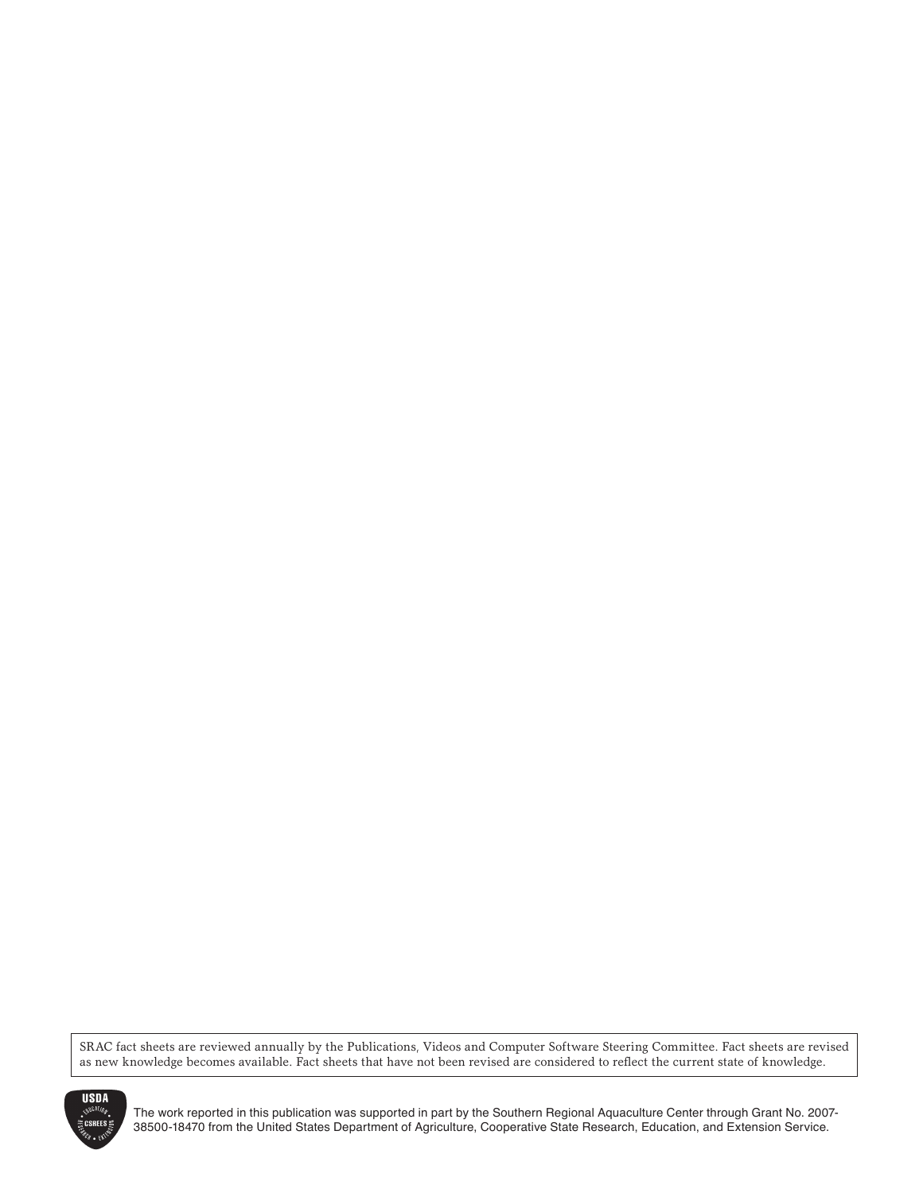SRAC fact sheets are reviewed annually by the Publications, Videos and Computer Software Steering Committee. Fact sheets are revised as new knowledge becomes available. Fact sheets that have not been revised are considered to reflect the current state of knowledge.

The work reported in this publication was supported in part by the Southern Regional Aquaculture Center through Grant No. 2007-38500-18470 from the United States Department of Agriculture, Cooperative State Research, Education, and Extension Service.